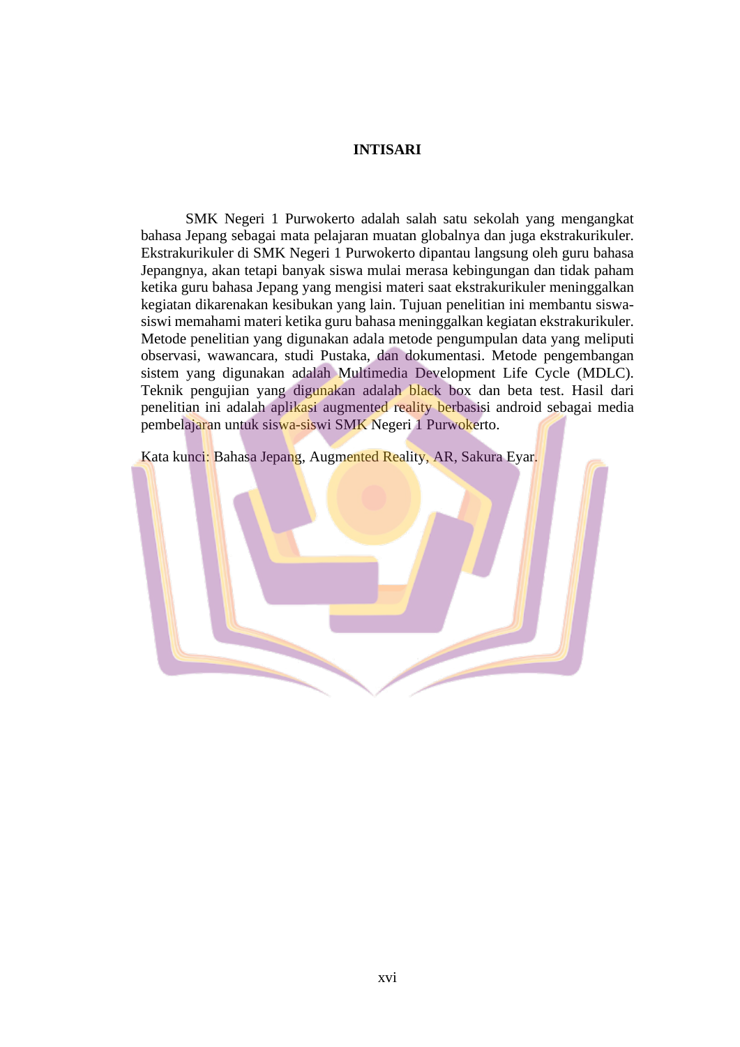# INTISARI

SMK Negeri 1 Purwokerto adalah salah satu sekolah yang mengangkat bahasa Jepang sebagai mata pelajaran muatan globalnya dan juga ekstrakurikuler. Ekstrakurikuler di SMK Negeri 1 Purwokerto dipantau langsung oleh guru bahasa Jepangnya, akan tetapi banyak siswa mulai merasa kebingungan dan tidak paham ketika guru bahasa Jepang yang mengisi materi saat ekstrakurikuler meninggalkan kegiatan dikarenakan kesibukan yang lain. Tujuan penelitian ini membantu siswa-siswi memahami materi ketika guru bahasa meninggalkan kegiatan ekstrakurikuler. Metode penelitian yang digunakan adala metode pengumpulan data yang meliputi observasi, wawancara, studi Pustaka, dan dokumentasi. Metode pengembangan sistem yang digunakan adalah Multimedia Development Life Cycle (MDLC). Teknik pengujian yang digunakan adalah black box dan beta test. Hasil dari penelitian ini adalah aplikasi augmented reality berbasisi android sebagai media pembelajaran untuk siswa-siswi SMK Negeri 1 Purwokerto.

Kata kunci: Bahasa Jepang, Augmented Reality, AR, Sakura Eyar.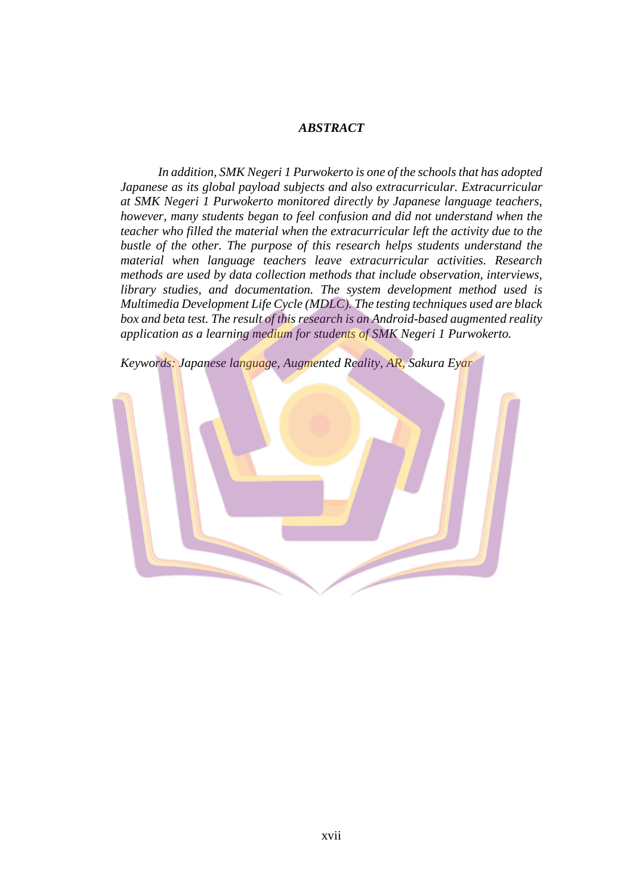# *ABSTRACT*

*In addition, SMK Negeri 1 Purwokerto is one of the schools that has adopted Japanese as its global payload subjects and also extracurricular. Extracurricular at SMK Negeri 1 Purwokerto monitored directly by Japanese language teachers, however, many students began to feel confusion and did not understand when the teacher who filled the material when the extracurricular left the activity due to the bustle of the other. The purpose of this research helps students understand the material when language teachers leave extracurricular activities. Research methods are used by data collection methods that include observation, interviews, library studies, and documentation. The system development method used is Multimedia Development Life Cycle (MDLC). The testing techniques used are black box and beta test. The result of this research is an Android-based augmented reality application as a learning medium for students of SMK Negeri 1 Purwokerto.*

*Keywords: Japanese language, Augmented Reality, AR, Sakura Eyar*